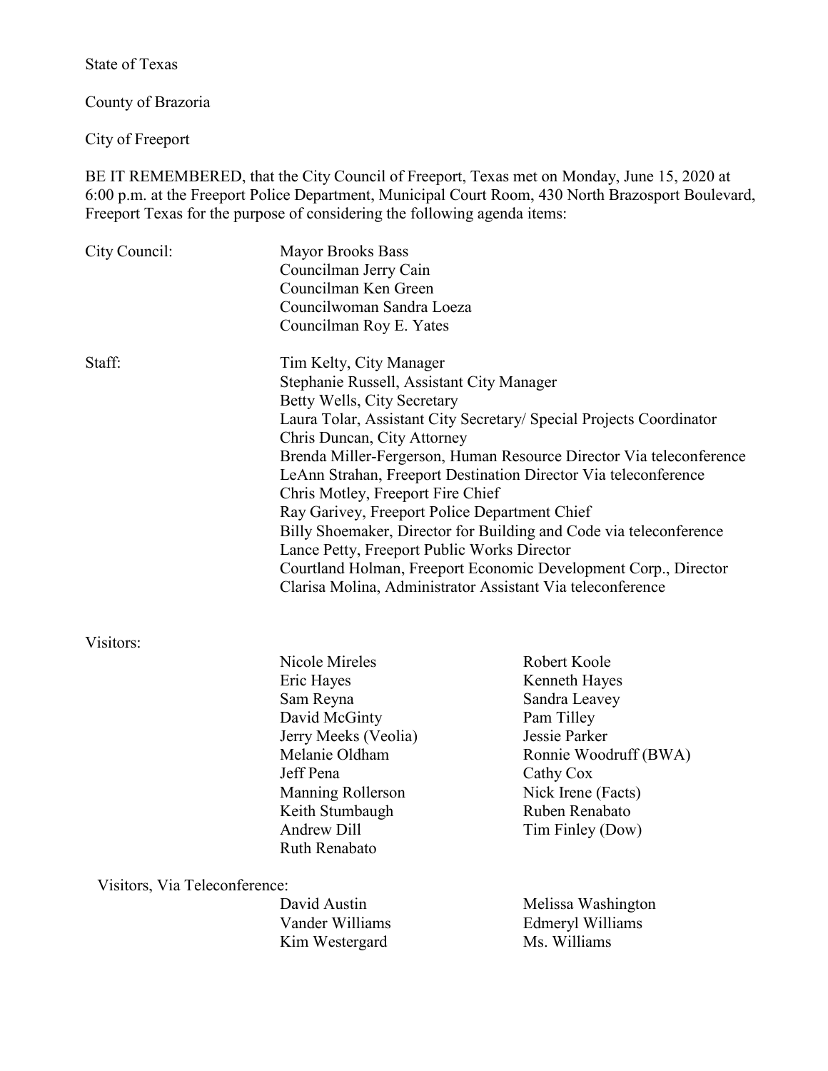State of Texas

County of Brazoria

City of Freeport

BE IT REMEMBERED, that the City Council of Freeport, Texas met on Monday, June 15, 2020 at 6:00 p.m. at the Freeport Police Department, Municipal Court Room, 430 North Brazosport Boulevard, Freeport Texas for the purpose of considering the following agenda items:

City Council:

Mayor Brooks Bass
Councilman Jerry Cain
Councilman Ken Green
Councilwoman Sandra Loeza
Councilman Roy E. Yates

Staff:

Tim Kelty, City Manager
Stephanie Russell, Assistant City Manager
Betty Wells, City Secretary
Laura Tolar, Assistant City Secretary/ Special Projects Coordinator
Chris Duncan, City Attorney
Brenda Miller-Fergerson, Human Resource Director Via teleconference
LeAnn Strahan, Freeport Destination Director Via teleconference
Chris Motley, Freeport Fire Chief
Ray Garivey, Freeport Police Department Chief
Billy Shoemaker, Director for Building and Code via teleconference
Lance Petty, Freeport Public Works Director
Courtland Holman, Freeport Economic Development Corp., Director
Clarisa Molina, Administrator Assistant Via teleconference

Visitors:

Nicole Mireles
Eric Hayes
Sam Reyna
David McGinty
Jerry Meeks (Veolia)
Melanie Oldham
Jeff Pena
Manning Rollerson
Keith Stumbaugh
Andrew Dill
Ruth Renabato
Robert Koole
Kenneth Hayes
Sandra Leavey
Pam Tilley
Jessie Parker
Ronnie Woodruff (BWA)
Cathy Cox
Nick Irene (Facts)
Ruben Renabato
Tim Finley (Dow)

Visitors, Via Teleconference:

David Austin
Vander Williams
Kim Westergard
Melissa Washington
Edmeryl Williams
Ms. Williams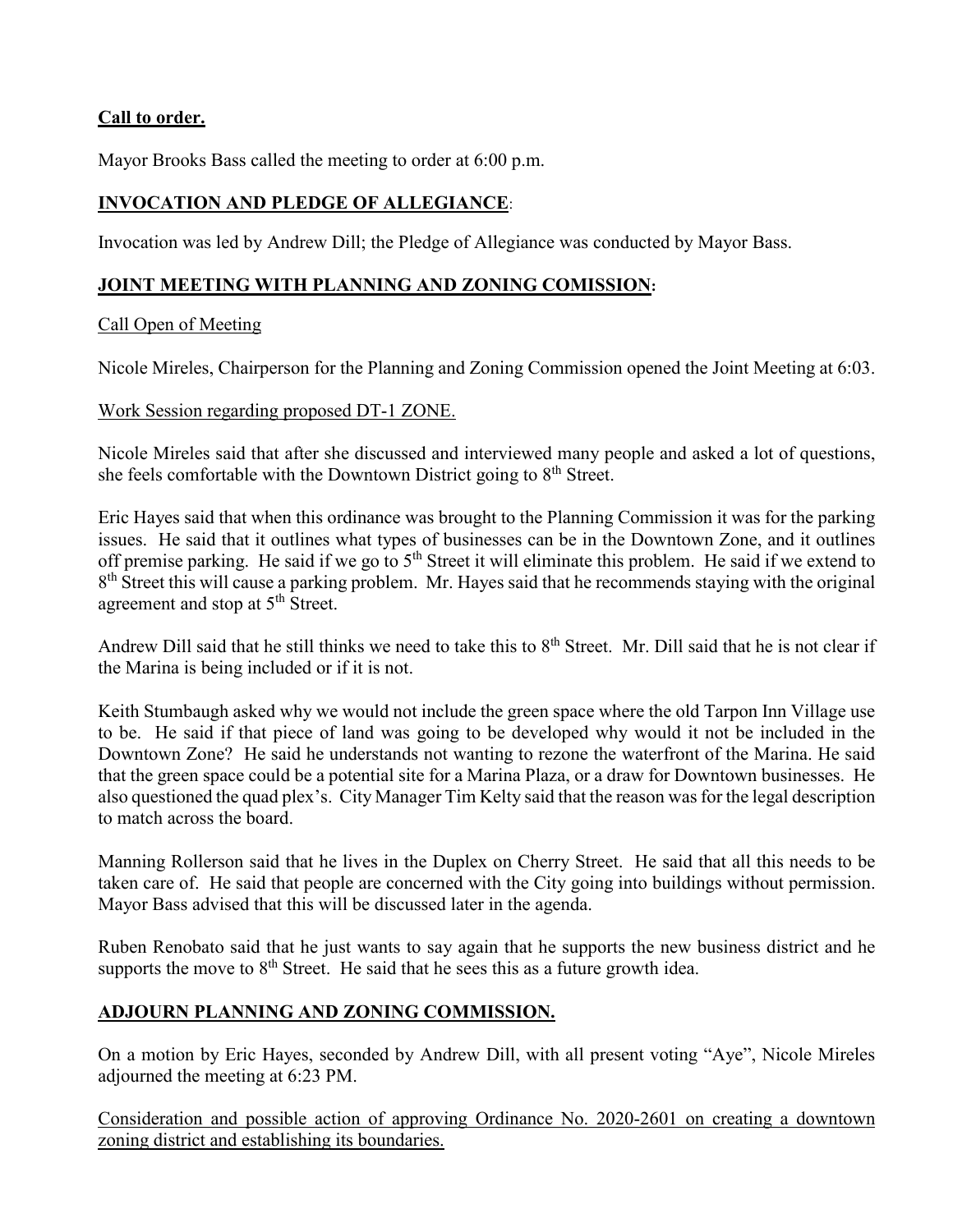**Call to order.**

Mayor Brooks Bass called the meeting to order at 6:00 p.m.

**INVOCATION AND PLEDGE OF ALLEGIANCE**:

Invocation was led by Andrew Dill; the Pledge of Allegiance was conducted by Mayor Bass.

**JOINT MEETING WITH PLANNING AND ZONING COMISSION:**

Call Open of Meeting

Nicole Mireles, Chairperson for the Planning and Zoning Commission opened the Joint Meeting at 6:03.

Work Session regarding proposed DT-1 ZONE.

Nicole Mireles said that after she discussed and interviewed many people and asked a lot of questions, she feels comfortable with the Downtown District going to 8th Street.

Eric Hayes said that when this ordinance was brought to the Planning Commission it was for the parking issues. He said that it outlines what types of businesses can be in the Downtown Zone, and it outlines off premise parking. He said if we go to 5th Street it will eliminate this problem. He said if we extend to 8th Street this will cause a parking problem. Mr. Hayes said that he recommends staying with the original agreement and stop at 5th Street.

Andrew Dill said that he still thinks we need to take this to 8th Street. Mr. Dill said that he is not clear if the Marina is being included or if it is not.

Keith Stumbaugh asked why we would not include the green space where the old Tarpon Inn Village use to be. He said if that piece of land was going to be developed why would it not be included in the Downtown Zone? He said he understands not wanting to rezone the waterfront of the Marina. He said that the green space could be a potential site for a Marina Plaza, or a draw for Downtown businesses. He also questioned the quad plex's. City Manager Tim Kelty said that the reason was for the legal description to match across the board.

Manning Rollerson said that he lives in the Duplex on Cherry Street. He said that all this needs to be taken care of. He said that people are concerned with the City going into buildings without permission. Mayor Bass advised that this will be discussed later in the agenda.

Ruben Renobato said that he just wants to say again that he supports the new business district and he supports the move to 8th Street. He said that he sees this as a future growth idea.

**ADJOURN PLANNING AND ZONING COMMISSION.**

On a motion by Eric Hayes, seconded by Andrew Dill, with all present voting "Aye", Nicole Mireles adjourned the meeting at 6:23 PM.

Consideration and possible action of approving Ordinance No. 2020-2601 on creating a downtown zoning district and establishing its boundaries.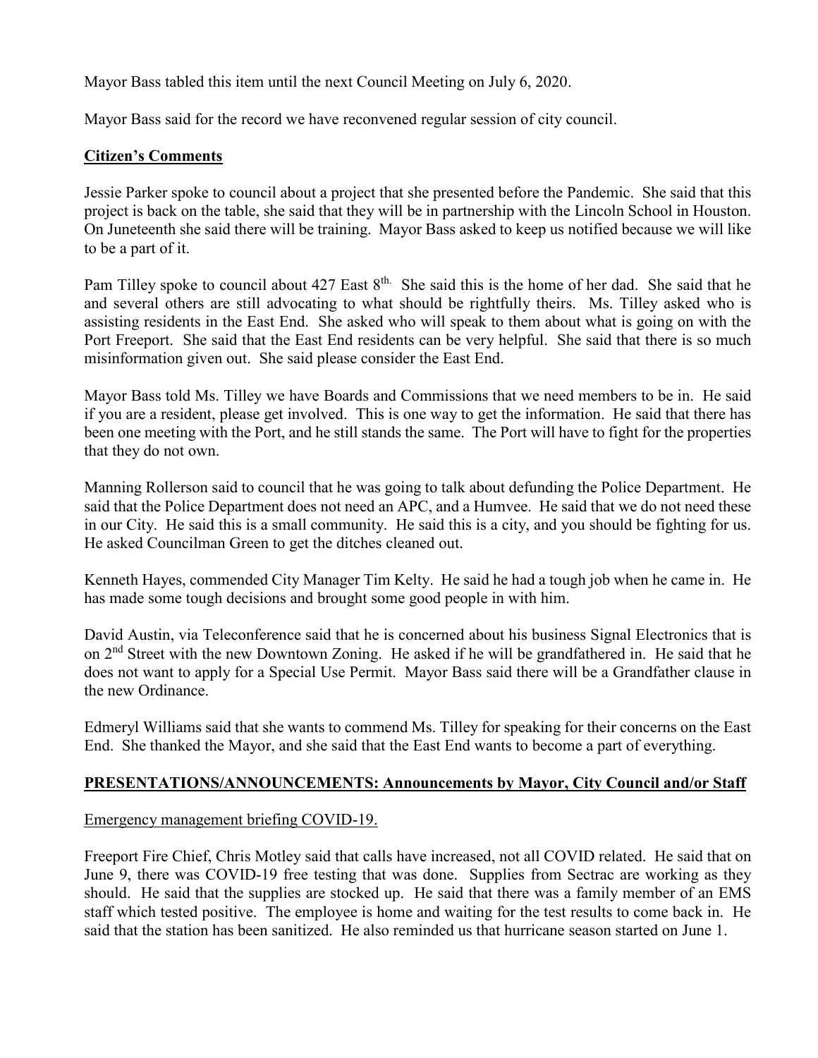Mayor Bass tabled this item until the next Council Meeting on July 6, 2020.

Mayor Bass said for the record we have reconvened regular session of city council.

## Citizen's Comments

Jessie Parker spoke to council about a project that she presented before the Pandemic. She said that this project is back on the table, she said that they will be in partnership with the Lincoln School in Houston. On Juneteenth she said there will be training. Mayor Bass asked to keep us notified because we will like to be a part of it.

Pam Tilley spoke to council about 427 East 8th. She said this is the home of her dad. She said that he and several others are still advocating to what should be rightfully theirs. Ms. Tilley asked who is assisting residents in the East End. She asked who will speak to them about what is going on with the Port Freeport. She said that the East End residents can be very helpful. She said that there is so much misinformation given out. She said please consider the East End.

Mayor Bass told Ms. Tilley we have Boards and Commissions that we need members to be in. He said if you are a resident, please get involved. This is one way to get the information. He said that there has been one meeting with the Port, and he still stands the same. The Port will have to fight for the properties that they do not own.

Manning Rollerson said to council that he was going to talk about defunding the Police Department. He said that the Police Department does not need an APC, and a Humvee. He said that we do not need these in our City. He said this is a small community. He said this is a city, and you should be fighting for us. He asked Councilman Green to get the ditches cleaned out.

Kenneth Hayes, commended City Manager Tim Kelty. He said he had a tough job when he came in. He has made some tough decisions and brought some good people in with him.

David Austin, via Teleconference said that he is concerned about his business Signal Electronics that is on 2nd Street with the new Downtown Zoning. He asked if he will be grandfathered in. He said that he does not want to apply for a Special Use Permit. Mayor Bass said there will be a Grandfather clause in the new Ordinance.

Edmeryl Williams said that she wants to commend Ms. Tilley for speaking for their concerns on the East End. She thanked the Mayor, and she said that the East End wants to become a part of everything.

## PRESENTATIONS/ANNOUNCEMENTS: Announcements by Mayor, City Council and/or Staff

Emergency management briefing COVID-19.

Freeport Fire Chief, Chris Motley said that calls have increased, not all COVID related. He said that on June 9, there was COVID-19 free testing that was done. Supplies from Sectrac are working as they should. He said that the supplies are stocked up. He said that there was a family member of an EMS staff which tested positive. The employee is home and waiting for the test results to come back in. He said that the station has been sanitized. He also reminded us that hurricane season started on June 1.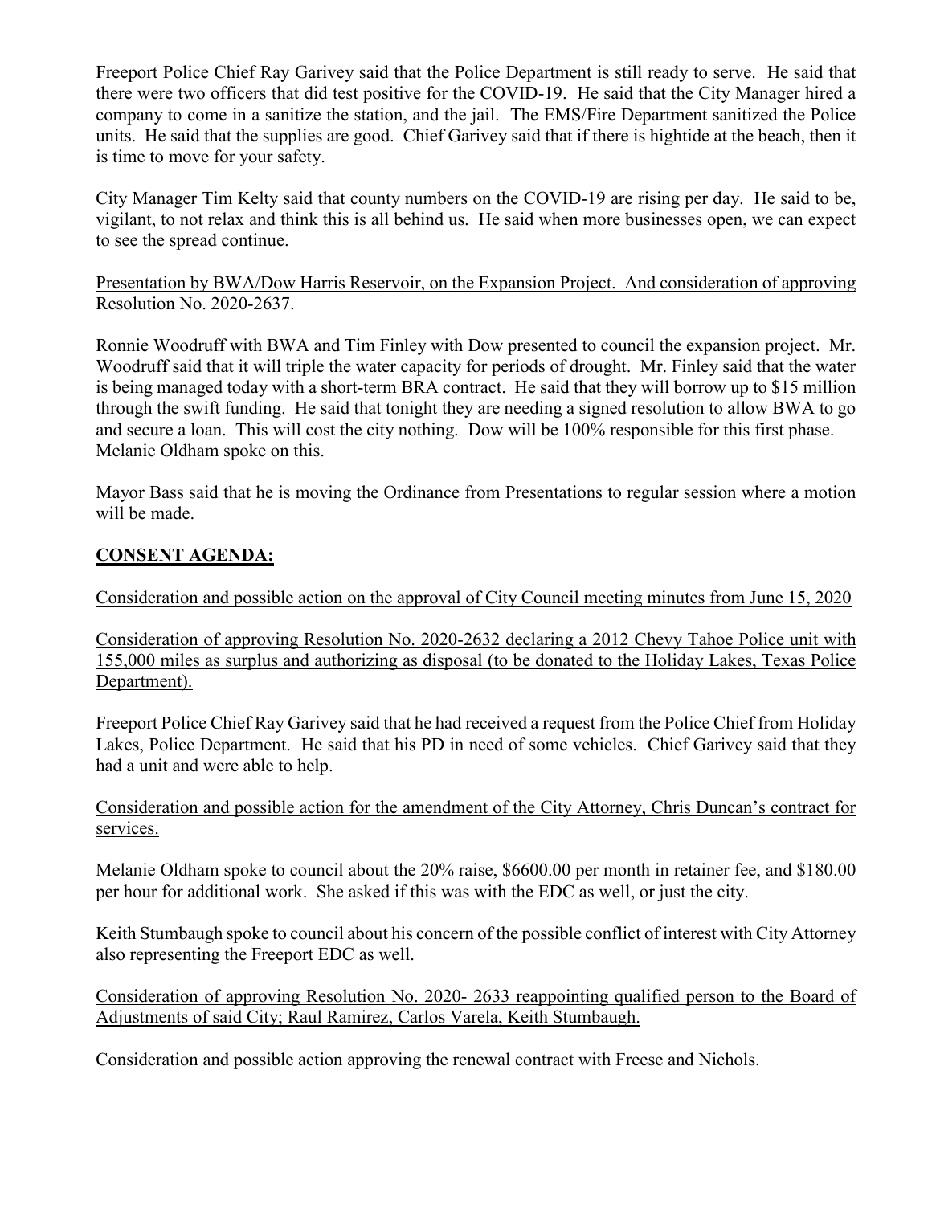Freeport Police Chief Ray Garivey said that the Police Department is still ready to serve. He said that there were two officers that did test positive for the COVID-19. He said that the City Manager hired a company to come in a sanitize the station, and the jail. The EMS/Fire Department sanitized the Police units. He said that the supplies are good. Chief Garivey said that if there is hightide at the beach, then it is time to move for your safety.

City Manager Tim Kelty said that county numbers on the COVID-19 are rising per day. He said to be, vigilant, to not relax and think this is all behind us. He said when more businesses open, we can expect to see the spread continue.

Presentation by BWA/Dow Harris Reservoir, on the Expansion Project. And consideration of approving Resolution No. 2020-2637.

Ronnie Woodruff with BWA and Tim Finley with Dow presented to council the expansion project. Mr. Woodruff said that it will triple the water capacity for periods of drought. Mr. Finley said that the water is being managed today with a short-term BRA contract. He said that they will borrow up to $15 million through the swift funding. He said that tonight they are needing a signed resolution to allow BWA to go and secure a loan. This will cost the city nothing. Dow will be 100% responsible for this first phase. Melanie Oldham spoke on this.

Mayor Bass said that he is moving the Ordinance from Presentations to regular session where a motion will be made.

## CONSENT AGENDA:

Consideration and possible action on the approval of City Council meeting minutes from June 15, 2020

Consideration of approving Resolution No. 2020-2632 declaring a 2012 Chevy Tahoe Police unit with 155,000 miles as surplus and authorizing as disposal (to be donated to the Holiday Lakes, Texas Police Department).

Freeport Police Chief Ray Garivey said that he had received a request from the Police Chief from Holiday Lakes, Police Department. He said that his PD in need of some vehicles. Chief Garivey said that they had a unit and were able to help.

Consideration and possible action for the amendment of the City Attorney, Chris Duncan's contract for services.

Melanie Oldham spoke to council about the 20% raise, $6600.00 per month in retainer fee, and $180.00 per hour for additional work. She asked if this was with the EDC as well, or just the city.

Keith Stumbaugh spoke to council about his concern of the possible conflict of interest with City Attorney also representing the Freeport EDC as well.

Consideration of approving Resolution No. 2020- 2633 reappointing qualified person to the Board of Adjustments of said City; Raul Ramirez, Carlos Varela, Keith Stumbaugh.

Consideration and possible action approving the renewal contract with Freese and Nichols.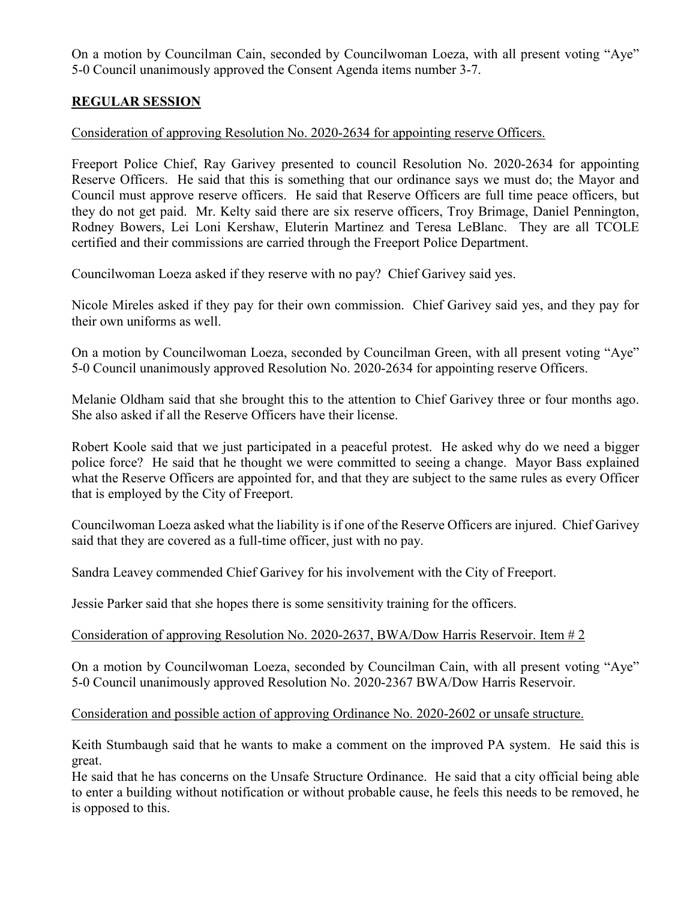On a motion by Councilman Cain, seconded by Councilwoman Loeza, with all present voting "Aye" 5-0 Council unanimously approved the Consent Agenda items number 3-7.

## REGULAR SESSION

Consideration of approving Resolution No. 2020-2634 for appointing reserve Officers.

Freeport Police Chief, Ray Garivey presented to council Resolution No. 2020-2634 for appointing Reserve Officers. He said that this is something that our ordinance says we must do; the Mayor and Council must approve reserve officers. He said that Reserve Officers are full time peace officers, but they do not get paid. Mr. Kelty said there are six reserve officers, Troy Brimage, Daniel Pennington, Rodney Bowers, Lei Loni Kershaw, Eluterin Martinez and Teresa LeBlanc. They are all TCOLE certified and their commissions are carried through the Freeport Police Department.

Councilwoman Loeza asked if they reserve with no pay? Chief Garivey said yes.

Nicole Mireles asked if they pay for their own commission. Chief Garivey said yes, and they pay for their own uniforms as well.

On a motion by Councilwoman Loeza, seconded by Councilman Green, with all present voting "Aye" 5-0 Council unanimously approved Resolution No. 2020-2634 for appointing reserve Officers.

Melanie Oldham said that she brought this to the attention to Chief Garivey three or four months ago. She also asked if all the Reserve Officers have their license.

Robert Koole said that we just participated in a peaceful protest. He asked why do we need a bigger police force? He said that he thought we were committed to seeing a change. Mayor Bass explained what the Reserve Officers are appointed for, and that they are subject to the same rules as every Officer that is employed by the City of Freeport.

Councilwoman Loeza asked what the liability is if one of the Reserve Officers are injured. Chief Garivey said that they are covered as a full-time officer, just with no pay.

Sandra Leavey commended Chief Garivey for his involvement with the City of Freeport.

Jessie Parker said that she hopes there is some sensitivity training for the officers.

Consideration of approving Resolution No. 2020-2637, BWA/Dow Harris Reservoir. Item # 2

On a motion by Councilwoman Loeza, seconded by Councilman Cain, with all present voting "Aye" 5-0 Council unanimously approved Resolution No. 2020-2367 BWA/Dow Harris Reservoir.

Consideration and possible action of approving Ordinance No. 2020-2602 or unsafe structure.

Keith Stumbaugh said that he wants to make a comment on the improved PA system. He said this is great.

He said that he has concerns on the Unsafe Structure Ordinance. He said that a city official being able to enter a building without notification or without probable cause, he feels this needs to be removed, he is opposed to this.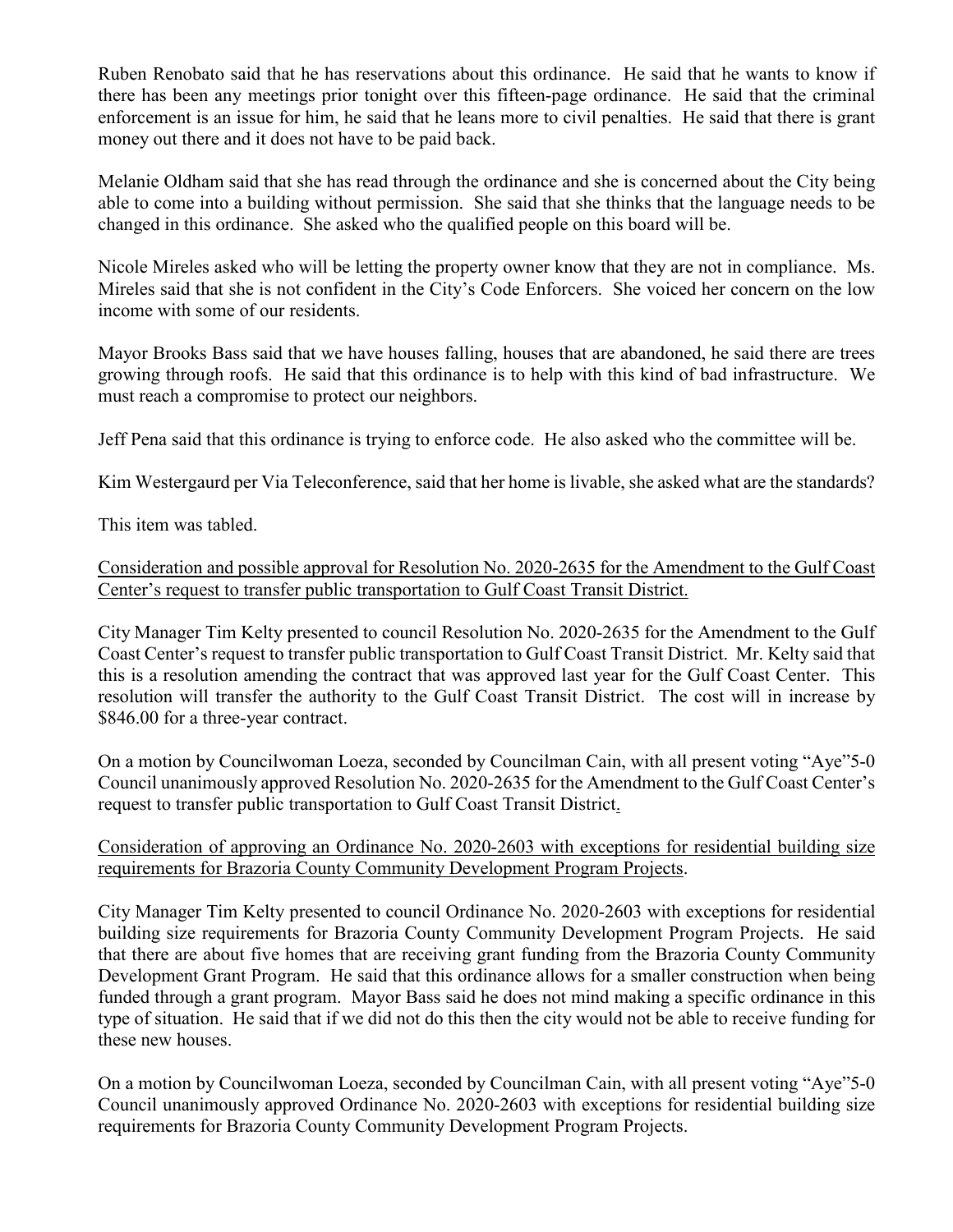Ruben Renobato said that he has reservations about this ordinance. He said that he wants to know if there has been any meetings prior tonight over this fifteen-page ordinance. He said that the criminal enforcement is an issue for him, he said that he leans more to civil penalties. He said that there is grant money out there and it does not have to be paid back.

Melanie Oldham said that she has read through the ordinance and she is concerned about the City being able to come into a building without permission. She said that she thinks that the language needs to be changed in this ordinance. She asked who the qualified people on this board will be.

Nicole Mireles asked who will be letting the property owner know that they are not in compliance. Ms. Mireles said that she is not confident in the City's Code Enforcers. She voiced her concern on the low income with some of our residents.

Mayor Brooks Bass said that we have houses falling, houses that are abandoned, he said there are trees growing through roofs. He said that this ordinance is to help with this kind of bad infrastructure. We must reach a compromise to protect our neighbors.

Jeff Pena said that this ordinance is trying to enforce code. He also asked who the committee will be.

Kim Westergaurd per Via Teleconference, said that her home is livable, she asked what are the standards?

This item was tabled.

<u>Consideration and possible approval for Resolution No. 2020-2635 for the Amendment to the Gulf Coast Center's request to transfer public transportation to Gulf Coast Transit District.</u>

City Manager Tim Kelty presented to council Resolution No. 2020-2635 for the Amendment to the Gulf Coast Center's request to transfer public transportation to Gulf Coast Transit District. Mr. Kelty said that this is a resolution amending the contract that was approved last year for the Gulf Coast Center. This resolution will transfer the authority to the Gulf Coast Transit District. The cost will in increase by $846.00 for a three-year contract.

On a motion by Councilwoman Loeza, seconded by Councilman Cain, with all present voting "Aye"5-0 Council unanimously approved Resolution No. 2020-2635 for the Amendment to the Gulf Coast Center's request to transfer public transportation to Gulf Coast Transit District.

<u>Consideration of approving an Ordinance No. 2020-2603 with exceptions for residential building size requirements for Brazoria County Community Development Program Projects</u>.

City Manager Tim Kelty presented to council Ordinance No. 2020-2603 with exceptions for residential building size requirements for Brazoria County Community Development Program Projects. He said that there are about five homes that are receiving grant funding from the Brazoria County Community Development Grant Program. He said that this ordinance allows for a smaller construction when being funded through a grant program. Mayor Bass said he does not mind making a specific ordinance in this type of situation. He said that if we did not do this then the city would not be able to receive funding for these new houses.

On a motion by Councilwoman Loeza, seconded by Councilman Cain, with all present voting "Aye"5-0 Council unanimously approved Ordinance No. 2020-2603 with exceptions for residential building size requirements for Brazoria County Community Development Program Projects.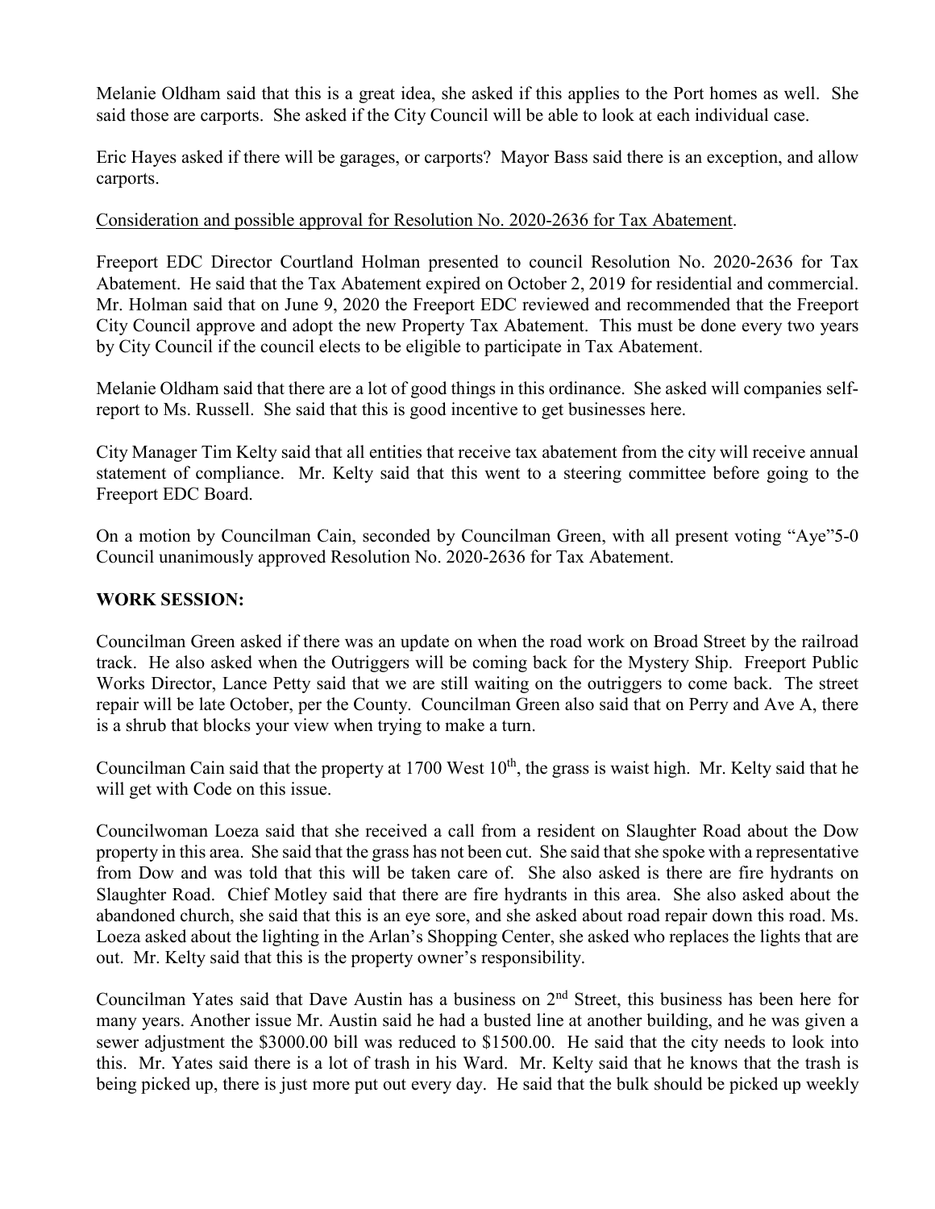Melanie Oldham said that this is a great idea, she asked if this applies to the Port homes as well. She said those are carports. She asked if the City Council will be able to look at each individual case.

Eric Hayes asked if there will be garages, or carports? Mayor Bass said there is an exception, and allow carports.

Consideration and possible approval for Resolution No. 2020-2636 for Tax Abatement.

Freeport EDC Director Courtland Holman presented to council Resolution No. 2020-2636 for Tax Abatement. He said that the Tax Abatement expired on October 2, 2019 for residential and commercial. Mr. Holman said that on June 9, 2020 the Freeport EDC reviewed and recommended that the Freeport City Council approve and adopt the new Property Tax Abatement. This must be done every two years by City Council if the council elects to be eligible to participate in Tax Abatement.

Melanie Oldham said that there are a lot of good things in this ordinance. She asked will companies self-report to Ms. Russell. She said that this is good incentive to get businesses here.

City Manager Tim Kelty said that all entities that receive tax abatement from the city will receive annual statement of compliance. Mr. Kelty said that this went to a steering committee before going to the Freeport EDC Board.

On a motion by Councilman Cain, seconded by Councilman Green, with all present voting "Aye"5-0 Council unanimously approved Resolution No. 2020-2636 for Tax Abatement.

**WORK SESSION:**

Councilman Green asked if there was an update on when the road work on Broad Street by the railroad track. He also asked when the Outriggers will be coming back for the Mystery Ship. Freeport Public Works Director, Lance Petty said that we are still waiting on the outriggers to come back. The street repair will be late October, per the County. Councilman Green also said that on Perry and Ave A, there is a shrub that blocks your view when trying to make a turn.

Councilman Cain said that the property at 1700 West 10th, the grass is waist high. Mr. Kelty said that he will get with Code on this issue.

Councilwoman Loeza said that she received a call from a resident on Slaughter Road about the Dow property in this area. She said that the grass has not been cut. She said that she spoke with a representative from Dow and was told that this will be taken care of. She also asked is there are fire hydrants on Slaughter Road. Chief Motley said that there are fire hydrants in this area. She also asked about the abandoned church, she said that this is an eye sore, and she asked about road repair down this road. Ms. Loeza asked about the lighting in the Arlan's Shopping Center, she asked who replaces the lights that are out. Mr. Kelty said that this is the property owner's responsibility.

Councilman Yates said that Dave Austin has a business on 2nd Street, this business has been here for many years. Another issue Mr. Austin said he had a busted line at another building, and he was given a sewer adjustment the $3000.00 bill was reduced to $1500.00. He said that the city needs to look into this. Mr. Yates said there is a lot of trash in his Ward. Mr. Kelty said that he knows that the trash is being picked up, there is just more put out every day. He said that the bulk should be picked up weekly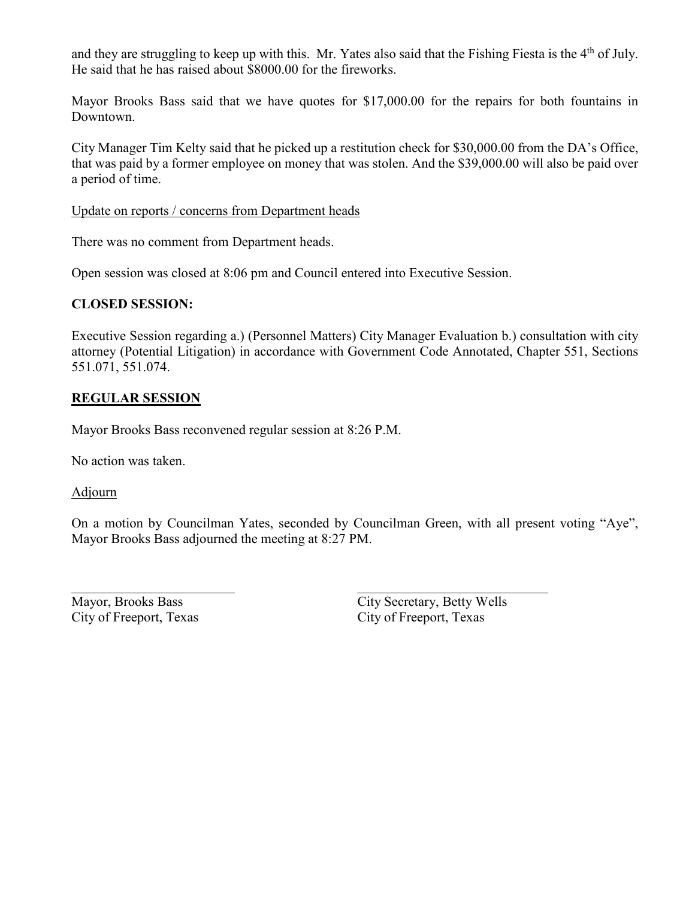and they are struggling to keep up with this. Mr. Yates also said that the Fishing Fiesta is the 4th of July. He said that he has raised about $8000.00 for the fireworks.

Mayor Brooks Bass said that we have quotes for $17,000.00 for the repairs for both fountains in Downtown.

City Manager Tim Kelty said that he picked up a restitution check for $30,000.00 from the DA's Office, that was paid by a former employee on money that was stolen. And the $39,000.00 will also be paid over a period of time.

Update on reports / concerns from Department heads

There was no comment from Department heads.

Open session was closed at 8:06 pm and Council entered into Executive Session.

**CLOSED SESSION:**

Executive Session regarding a.) (Personnel Matters) City Manager Evaluation b.) consultation with city attorney (Potential Litigation) in accordance with Government Code Annotated, Chapter 551, Sections 551.071, 551.074.

**REGULAR SESSION**

Mayor Brooks Bass reconvened regular session at 8:26 P.M.

No action was taken.

Adjourn

On a motion by Councilman Yates, seconded by Councilman Green, with all present voting "Aye", Mayor Brooks Bass adjourned the meeting at 8:27 PM.

\_\_\_\_\_\_\_\_\_\_\_\_\_\_\_\_\_\_\_\_\_\_\_\_
Mayor, Brooks Bass
City of Freeport, Texas

\_\_\_\_\_\_\_\_\_\_\_\_\_\_\_\_\_\_\_\_\_\_\_\_
City Secretary, Betty Wells
City of Freeport, Texas